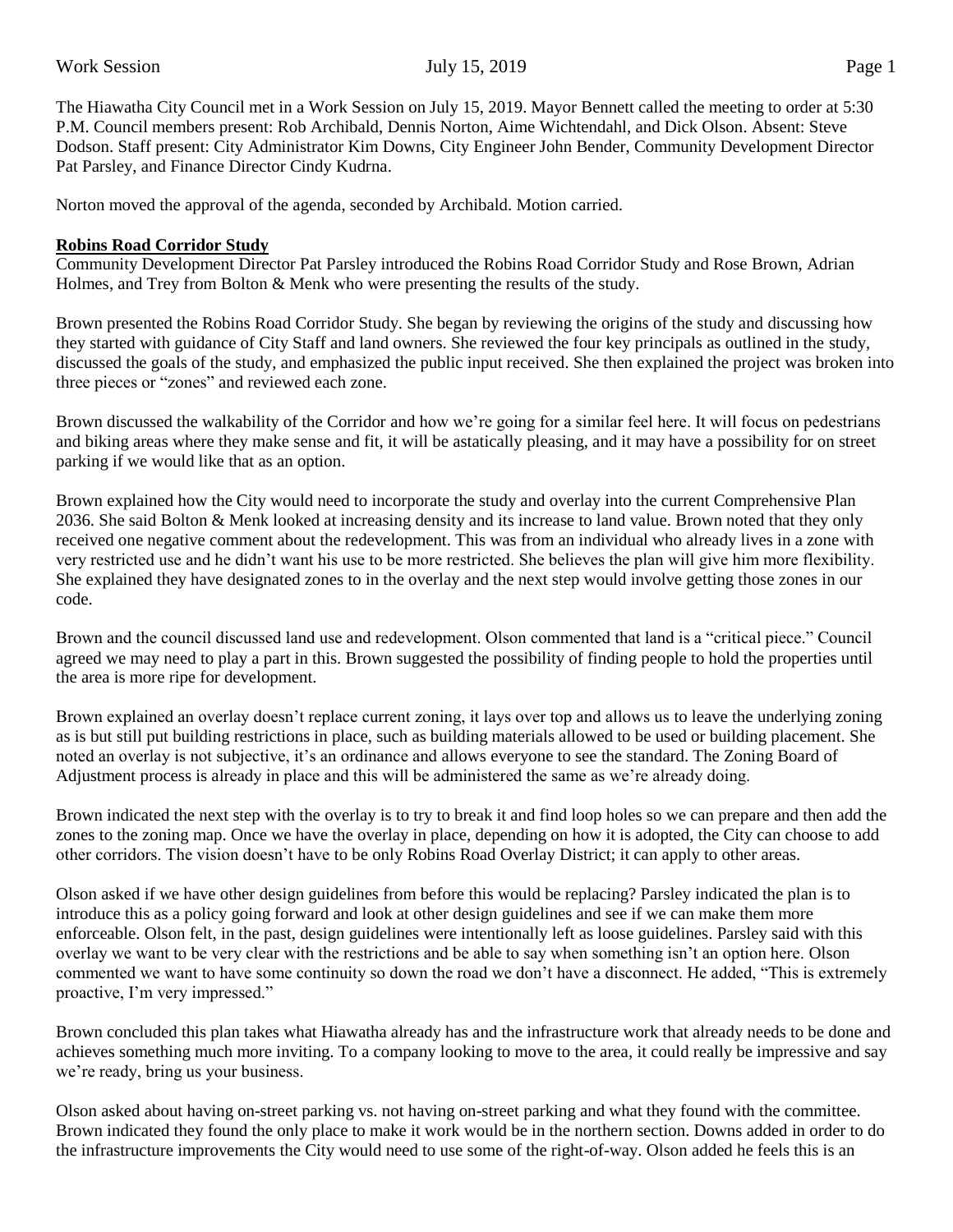The Hiawatha City Council met in a Work Session on July 15, 2019. Mayor Bennett called the meeting to order at 5:30 P.M. Council members present: Rob Archibald, Dennis Norton, Aime Wichtendahl, and Dick Olson. Absent: Steve Dodson. Staff present: City Administrator Kim Downs, City Engineer John Bender, Community Development Director Pat Parsley, and Finance Director Cindy Kudrna.

Norton moved the approval of the agenda, seconded by Archibald. Motion carried.

**Robins Road Corridor Study**

Community Development Director Pat Parsley introduced the Robins Road Corridor Study and Rose Brown, Adrian Holmes, and Trey from Bolton & Menk who were presenting the results of the study.

Brown presented the Robins Road Corridor Study. She began by reviewing the origins of the study and discussing how they started with guidance of City Staff and land owners. She reviewed the four key principals as outlined in the study, discussed the goals of the study, and emphasized the public input received. She then explained the project was broken into three pieces or "zones" and reviewed each zone.

Brown discussed the walkability of the Corridor and how we're going for a similar feel here. It will focus on pedestrians and biking areas where they make sense and fit, it will be astatically pleasing, and it may have a possibility for on street parking if we would like that as an option.

Brown explained how the City would need to incorporate the study and overlay into the current Comprehensive Plan 2036. She said Bolton & Menk looked at increasing density and its increase to land value. Brown noted that they only received one negative comment about the redevelopment. This was from an individual who already lives in a zone with very restricted use and he didn't want his use to be more restricted. She believes the plan will give him more flexibility. She explained they have designated zones to in the overlay and the next step would involve getting those zones in our code.

Brown and the council discussed land use and redevelopment. Olson commented that land is a "critical piece." Council agreed we may need to play a part in this. Brown suggested the possibility of finding people to hold the properties until the area is more ripe for development.

Brown explained an overlay doesn't replace current zoning, it lays over top and allows us to leave the underlying zoning as is but still put building restrictions in place, such as building materials allowed to be used or building placement. She noted an overlay is not subjective, it's an ordinance and allows everyone to see the standard. The Zoning Board of Adjustment process is already in place and this will be administered the same as we're already doing.

Brown indicated the next step with the overlay is to try to break it and find loop holes so we can prepare and then add the zones to the zoning map. Once we have the overlay in place, depending on how it is adopted, the City can choose to add other corridors. The vision doesn't have to be only Robins Road Overlay District; it can apply to other areas.

Olson asked if we have other design guidelines from before this would be replacing? Parsley indicated the plan is to introduce this as a policy going forward and look at other design guidelines and see if we can make them more enforceable. Olson felt, in the past, design guidelines were intentionally left as loose guidelines. Parsley said with this overlay we want to be very clear with the restrictions and be able to say when something isn't an option here. Olson commented we want to have some continuity so down the road we don't have a disconnect. He added, "This is extremely proactive, I'm very impressed."

Brown concluded this plan takes what Hiawatha already has and the infrastructure work that already needs to be done and achieves something much more inviting. To a company looking to move to the area, it could really be impressive and say we're ready, bring us your business.

Olson asked about having on-street parking vs. not having on-street parking and what they found with the committee. Brown indicated they found the only place to make it work would be in the northern section. Downs added in order to do the infrastructure improvements the City would need to use some of the right-of-way. Olson added he feels this is an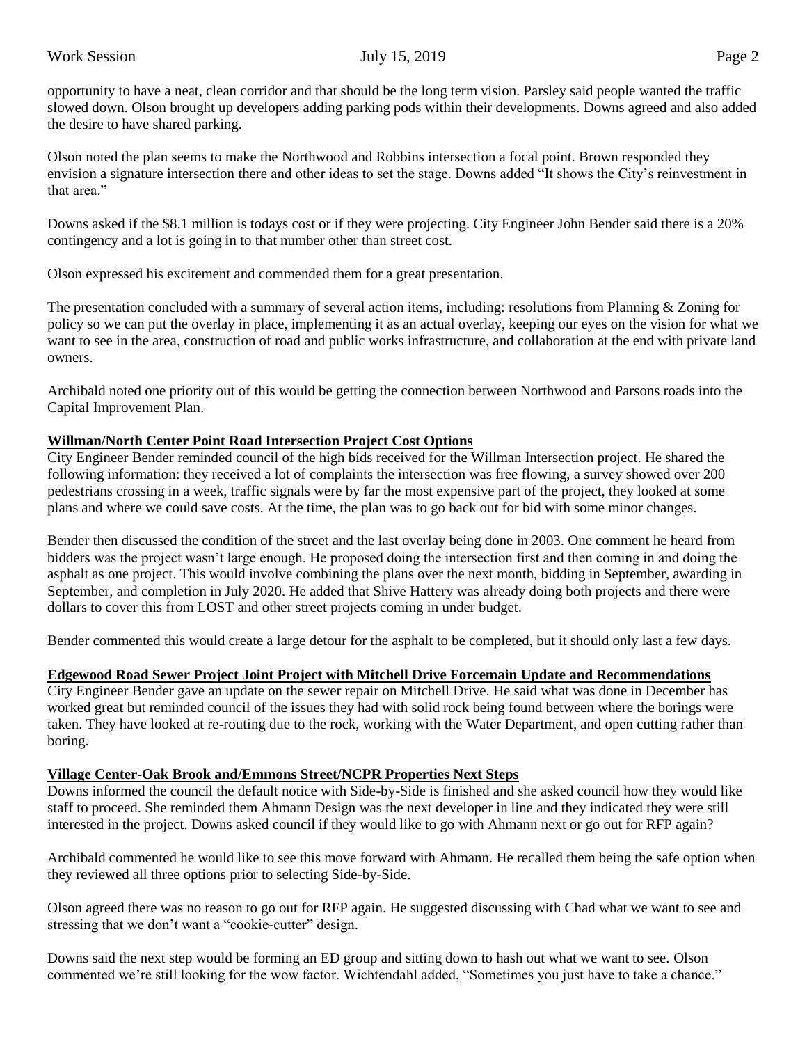opportunity to have a neat, clean corridor and that should be the long term vision. Parsley said people wanted the traffic slowed down. Olson brought up developers adding parking pods within their developments. Downs agreed and also added the desire to have shared parking.

Olson noted the plan seems to make the Northwood and Robbins intersection a focal point. Brown responded they envision a signature intersection there and other ideas to set the stage. Downs added "It shows the City's reinvestment in that area."

Downs asked if the $8.1 million is todays cost or if they were projecting. City Engineer John Bender said there is a 20% contingency and a lot is going in to that number other than street cost.

Olson expressed his excitement and commended them for a great presentation.

The presentation concluded with a summary of several action items, including: resolutions from Planning & Zoning for policy so we can put the overlay in place, implementing it as an actual overlay, keeping our eyes on the vision for what we want to see in the area, construction of road and public works infrastructure, and collaboration at the end with private land owners.

Archibald noted one priority out of this would be getting the connection between Northwood and Parsons roads into the Capital Improvement Plan.

**Willman/North Center Point Road Intersection Project Cost Options**

City Engineer Bender reminded council of the high bids received for the Willman Intersection project. He shared the following information: they received a lot of complaints the intersection was free flowing, a survey showed over 200 pedestrians crossing in a week, traffic signals were by far the most expensive part of the project, they looked at some plans and where we could save costs. At the time, the plan was to go back out for bid with some minor changes.

Bender then discussed the condition of the street and the last overlay being done in 2003. One comment he heard from bidders was the project wasn't large enough. He proposed doing the intersection first and then coming in and doing the asphalt as one project. This would involve combining the plans over the next month, bidding in September, awarding in September, and completion in July 2020. He added that Shive Hattery was already doing both projects and there were dollars to cover this from LOST and other street projects coming in under budget.

Bender commented this would create a large detour for the asphalt to be completed, but it should only last a few days.

**Edgewood Road Sewer Project Joint Project with Mitchell Drive Forcemain Update and Recommendations**

City Engineer Bender gave an update on the sewer repair on Mitchell Drive. He said what was done in December has worked great but reminded council of the issues they had with solid rock being found between where the borings were taken. They have looked at re-routing due to the rock, working with the Water Department, and open cutting rather than boring.

**Village Center-Oak Brook and/Emmons Street/NCPR Properties Next Steps**

Downs informed the council the default notice with Side-by-Side is finished and she asked council how they would like staff to proceed. She reminded them Ahmann Design was the next developer in line and they indicated they were still interested in the project. Downs asked council if they would like to go with Ahmann next or go out for RFP again?

Archibald commented he would like to see this move forward with Ahmann. He recalled them being the safe option when they reviewed all three options prior to selecting Side-by-Side.

Olson agreed there was no reason to go out for RFP again. He suggested discussing with Chad what we want to see and stressing that we don't want a "cookie-cutter" design.

Downs said the next step would be forming an ED group and sitting down to hash out what we want to see. Olson commented we're still looking for the wow factor. Wichtendahl added, "Sometimes you just have to take a chance."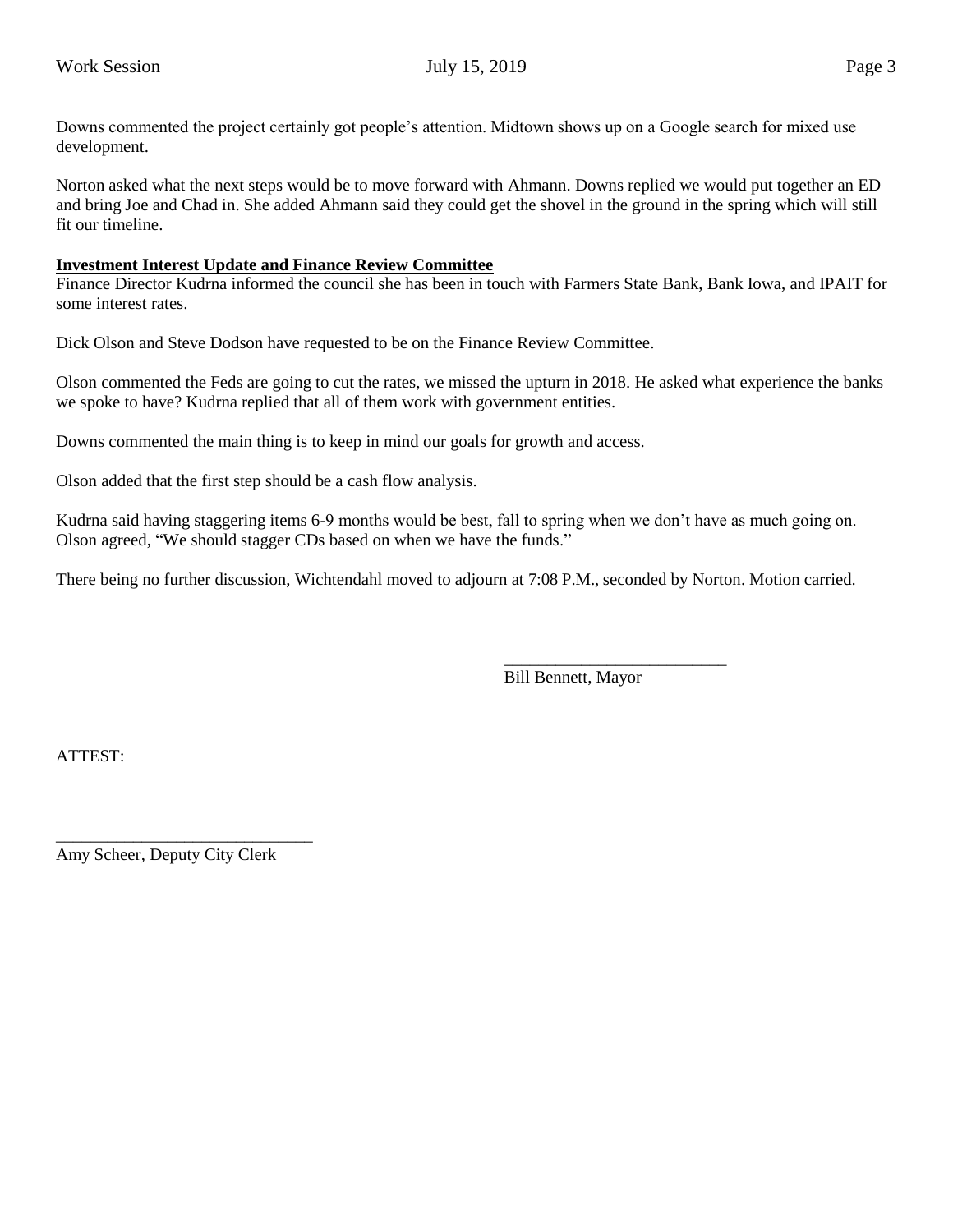Downs commented the project certainly got people's attention. Midtown shows up on a Google search for mixed use development.

Norton asked what the next steps would be to move forward with Ahmann. Downs replied we would put together an ED and bring Joe and Chad in. She added Ahmann said they could get the shovel in the ground in the spring which will still fit our timeline.

**Investment Interest Update and Finance Review Committee**

Finance Director Kudrna informed the council she has been in touch with Farmers State Bank, Bank Iowa, and IPAIT for some interest rates.

Dick Olson and Steve Dodson have requested to be on the Finance Review Committee.

Olson commented the Feds are going to cut the rates, we missed the upturn in 2018. He asked what experience the banks we spoke to have? Kudrna replied that all of them work with government entities.

Downs commented the main thing is to keep in mind our goals for growth and access.

Olson added that the first step should be a cash flow analysis.

Kudrna said having staggering items 6-9 months would be best, fall to spring when we don't have as much going on. Olson agreed, "We should stagger CDs based on when we have the funds."

There being no further discussion, Wichtendahl moved to adjourn at 7:08 P.M., seconded by Norton. Motion carried.

\_\_\_\_\_\_\_\_\_\_\_\_\_\_\_\_\_\_\_\_\_\_\_\_\_\_

Bill Bennett, Mayor

ATTEST:

\_\_\_\_\_\_\_\_\_\_\_\_\_\_\_\_\_\_\_\_\_\_\_\_\_\_\_\_\_\_

Amy Scheer, Deputy City Clerk